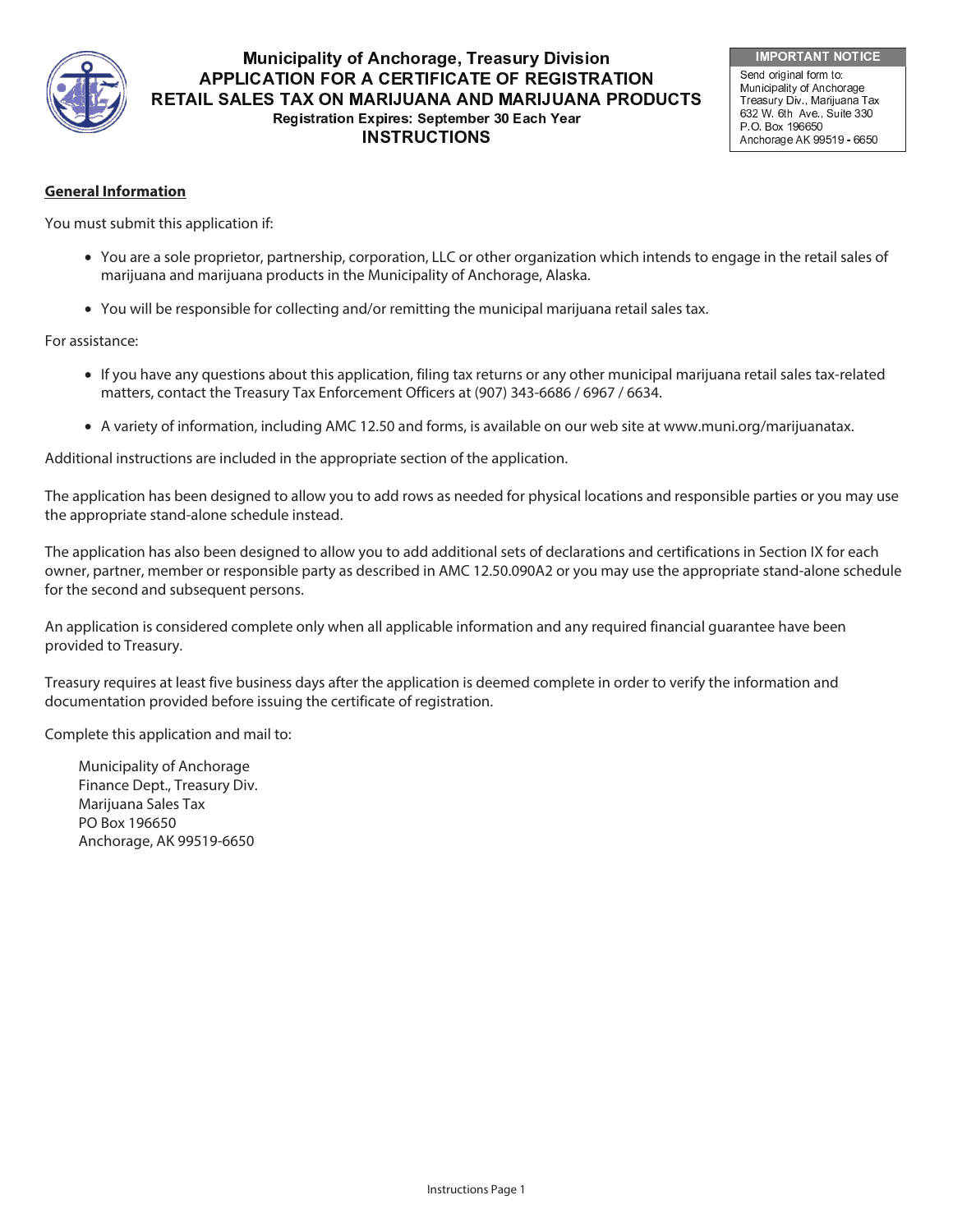# Municipality of Anchorage, Treasury Division
## APPLICATION FOR A CERTIFICATE OF REGISTRATION
## RETAIL SALES TAX ON MARIJUANA AND MARIJUANA PRODUCTS
**Registration Expires: September 30 Each Year**
## INSTRUCTIONS

**IMPORTANT NOTICE**

Send original form to:
Municipality of Anchorage
Treasury Div., Marijuana Tax
632 W. 6th Ave., Suite 330
P.O. Box 196650
Anchorage AK 99519 - 6650

**General Information**

You must submit this application if:

- You are a sole proprietor, partnership, corporation, LLC or other organization which intends to engage in the retail sales of marijuana and marijuana products in the Municipality of Anchorage, Alaska.
- You will be responsible for collecting and/or remitting the municipal marijuana retail sales tax.

For assistance:

- If you have any questions about this application, filing tax returns or any other municipal marijuana retail sales tax-related matters, contact the Treasury Tax Enforcement Officers at (907) 343-6686 / 6967 / 6634.
- A variety of information, including AMC 12.50 and forms, is available on our web site at www.muni.org/marijuanatax.

Additional instructions are included in the appropriate section of the application.

The application has been designed to allow you to add rows as needed for physical locations and responsible parties or you may use the appropriate stand-alone schedule instead.

The application has also been designed to allow you to add additional sets of declarations and certifications in Section IX for each owner, partner, member or responsible party as described in AMC 12.50.090A2 or you may use the appropriate stand-alone schedule for the second and subsequent persons.

An application is considered complete only when all applicable information and any required financial guarantee have been provided to Treasury.

Treasury requires at least five business days after the application is deemed complete in order to verify the information and documentation provided before issuing the certificate of registration.

Complete this application and mail to:

Municipality of Anchorage
Finance Dept., Treasury Div.
Marijuana Sales Tax
PO Box 196650
Anchorage, AK 99519-6650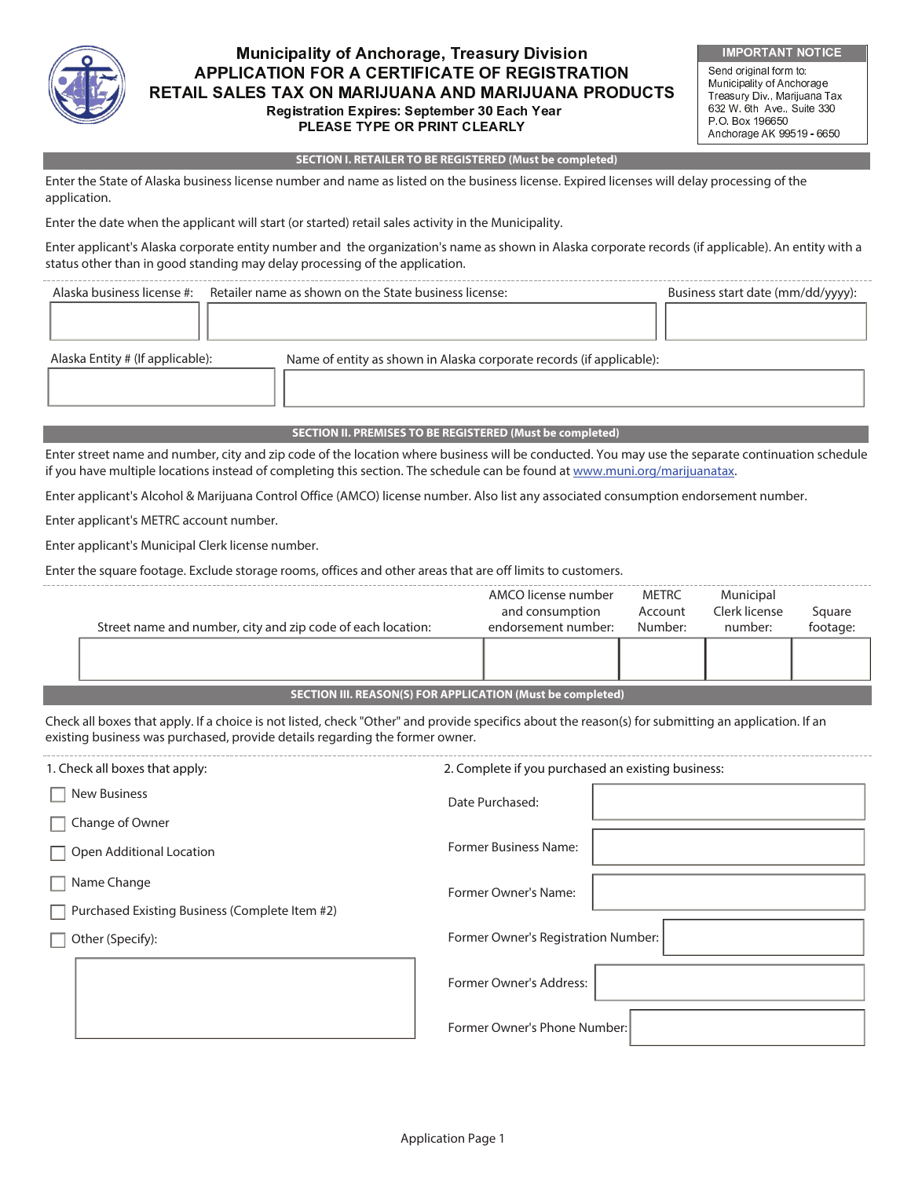# Municipality of Anchorage, Treasury Division
## APPLICATION FOR A CERTIFICATE OF REGISTRATION
## RETAIL SALES TAX ON MARIJUANA AND MARIJUANA PRODUCTS

**Registration Expires: September 30 Each Year**

**PLEASE TYPE OR PRINT CLEARLY**

**IMPORTANT NOTICE**

Send original form to:
Municipality of Anchorage
Treasury Div., Marijuana Tax
632 W. 6th Ave., Suite 330
P.O. Box 196650
Anchorage AK 99519 - 6650

### SECTION I. RETAILER TO BE REGISTERED (Must be completed)

Enter the State of Alaska business license number and name as listed on the business license. Expired licenses will delay processing of the application.

Enter the date when the applicant will start (or started) retail sales activity in the Municipality.

Enter applicant's Alaska corporate entity number and the organization's name as shown in Alaska corporate records (if applicable). An entity with a status other than in good standing may delay processing of the application.

| Alaska business license #: | Retailer name as shown on the State business license: | Business start date (mm/dd/yyyy): |
|---|---|---|
| | | |

| Alaska Entity # (If applicable): | Name of entity as shown in Alaska corporate records (if applicable): |
|---|---|
| | |

### SECTION II. PREMISES TO BE REGISTERED (Must be completed)

Enter street name and number, city and zip code of the location where business will be conducted. You may use the separate continuation schedule if you have multiple locations instead of completing this section. The schedule can be found at www.muni.org/marijuanatax.

Enter applicant's Alcohol & Marijuana Control Office (AMCO) license number. Also list any associated consumption endorsement number.

Enter applicant's METRC account number.

Enter applicant's Municipal Clerk license number.

Enter the square footage. Exclude storage rooms, offices and other areas that are off limits to customers.

| Street name and number, city and zip code of each location: | AMCO license number and consumption endorsement number: | METRC Account Number: | Municipal Clerk license number: | Square footage: |
|---|---|---|---|---|
| | | | | |

### SECTION III. REASON(S) FOR APPLICATION (Must be completed)

Check all boxes that apply. If a choice is not listed, check "Other" and provide specifics about the reason(s) for submitting an application. If an existing business was purchased, provide details regarding the former owner.

1. Check all boxes that apply:

- ☐ New Business
- ☐ Change of Owner
- ☐ Open Additional Location
- ☐ Name Change
- ☐ Purchased Existing Business (Complete Item #2)
- ☐ Other (Specify):

2. Complete if you purchased an existing business:

| | |
|---|---|
| Date Purchased: | |
| Former Business Name: | |
| Former Owner's Name: | |
| Former Owner's Registration Number: | |
| Former Owner's Address: | |
| Former Owner's Phone Number: | |

Application Page 1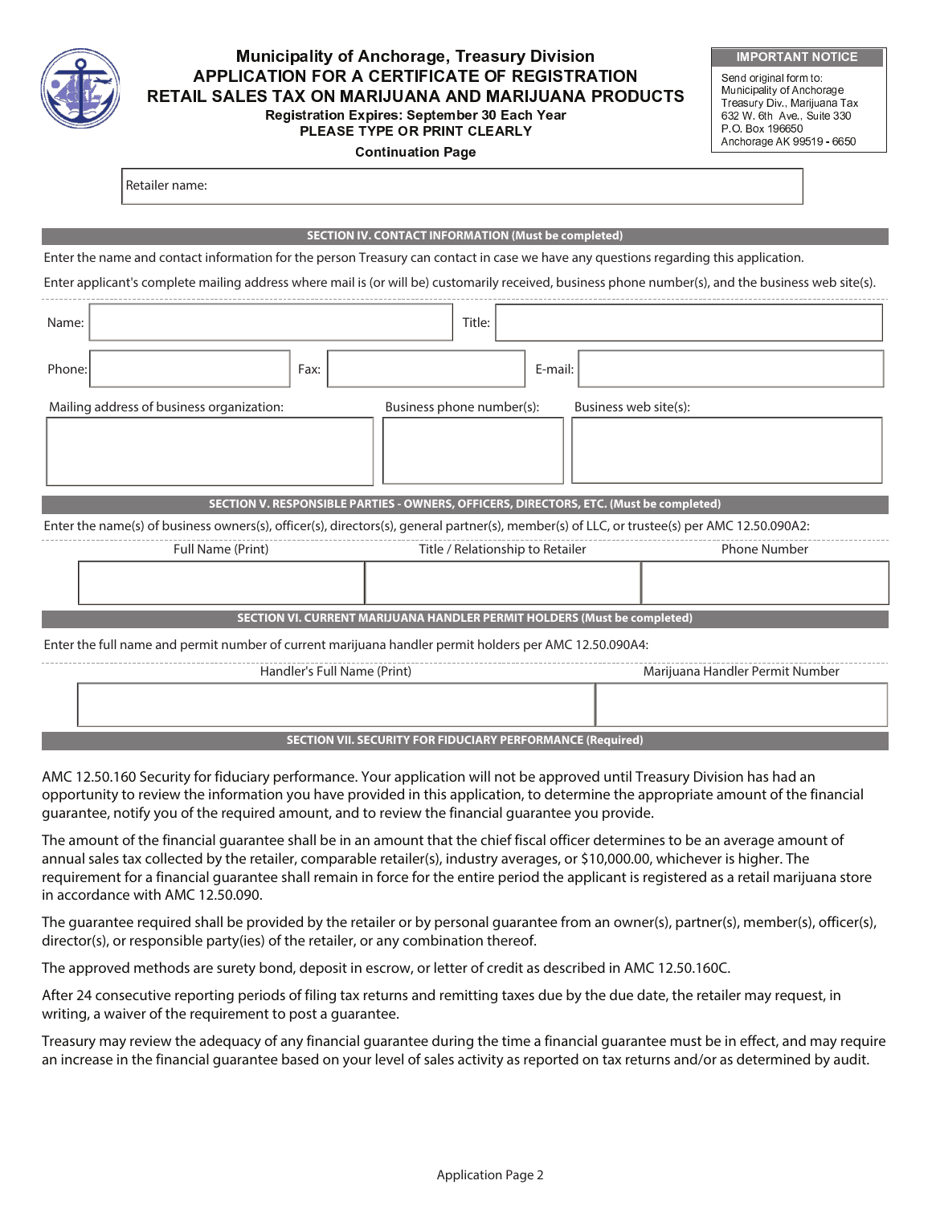# Municipality of Anchorage, Treasury Division

## APPLICATION FOR A CERTIFICATE OF REGISTRATION
## RETAIL SALES TAX ON MARIJUANA AND MARIJUANA PRODUCTS

**Registration Expires: September 30 Each Year**

**PLEASE TYPE OR PRINT CLEARLY**

**Continuation Page**

**IMPORTANT NOTICE**

Send original form to:
Municipality of Anchorage
Treasury Div., Marijuana Tax
632 W. 6th Ave., Suite 330
P.O. Box 196650
Anchorage AK 99519 - 6650

Retailer name:

### SECTION IV. CONTACT INFORMATION (Must be completed)

Enter the name and contact information for the person Treasury can contact in case we have any questions regarding this application.

Enter applicant's complete mailing address where mail is (or will be) customarily received, business phone number(s), and the business web site(s).

Name: | Title:

Phone: | Fax: | E-mail:

| Mailing address of business organization: | Business phone number(s): | Business web site(s): |
|---|---|---|
| | | |

### SECTION V. RESPONSIBLE PARTIES - OWNERS, OFFICERS, DIRECTORS, ETC. (Must be completed)

Enter the name(s) of business owners(s), officer(s), directors(s), general partner(s), member(s) of LLC, or trustee(s) per AMC 12.50.090A2:

| Full Name (Print) | Title / Relationship to Retailer | Phone Number |
|---|---|---|
| | | |

### SECTION VI. CURRENT MARIJUANA HANDLER PERMIT HOLDERS (Must be completed)

Enter the full name and permit number of current marijuana handler permit holders per AMC 12.50.090A4:

| Handler's Full Name (Print) | Marijuana Handler Permit Number |
|---|---|
| | |

### SECTION VII. SECURITY FOR FIDUCIARY PERFORMANCE (Required)

AMC 12.50.160 Security for fiduciary performance. Your application will not be approved until Treasury Division has had an opportunity to review the information you have provided in this application, to determine the appropriate amount of the financial guarantee, notify you of the required amount, and to review the financial guarantee you provide.

The amount of the financial guarantee shall be in an amount that the chief fiscal officer determines to be an average amount of annual sales tax collected by the retailer, comparable retailer(s), industry averages, or $10,000.00, whichever is higher. The requirement for a financial guarantee shall remain in force for the entire period the applicant is registered as a retail marijuana store in accordance with AMC 12.50.090.

The guarantee required shall be provided by the retailer or by personal guarantee from an owner(s), partner(s), member(s), officer(s), director(s), or responsible party(ies) of the retailer, or any combination thereof.

The approved methods are surety bond, deposit in escrow, or letter of credit as described in AMC 12.50.160C.

After 24 consecutive reporting periods of filing tax returns and remitting taxes due by the due date, the retailer may request, in writing, a waiver of the requirement to post a guarantee.

Treasury may review the adequacy of any financial guarantee during the time a financial guarantee must be in effect, and may require an increase in the financial guarantee based on your level of sales activity as reported on tax returns and/or as determined by audit.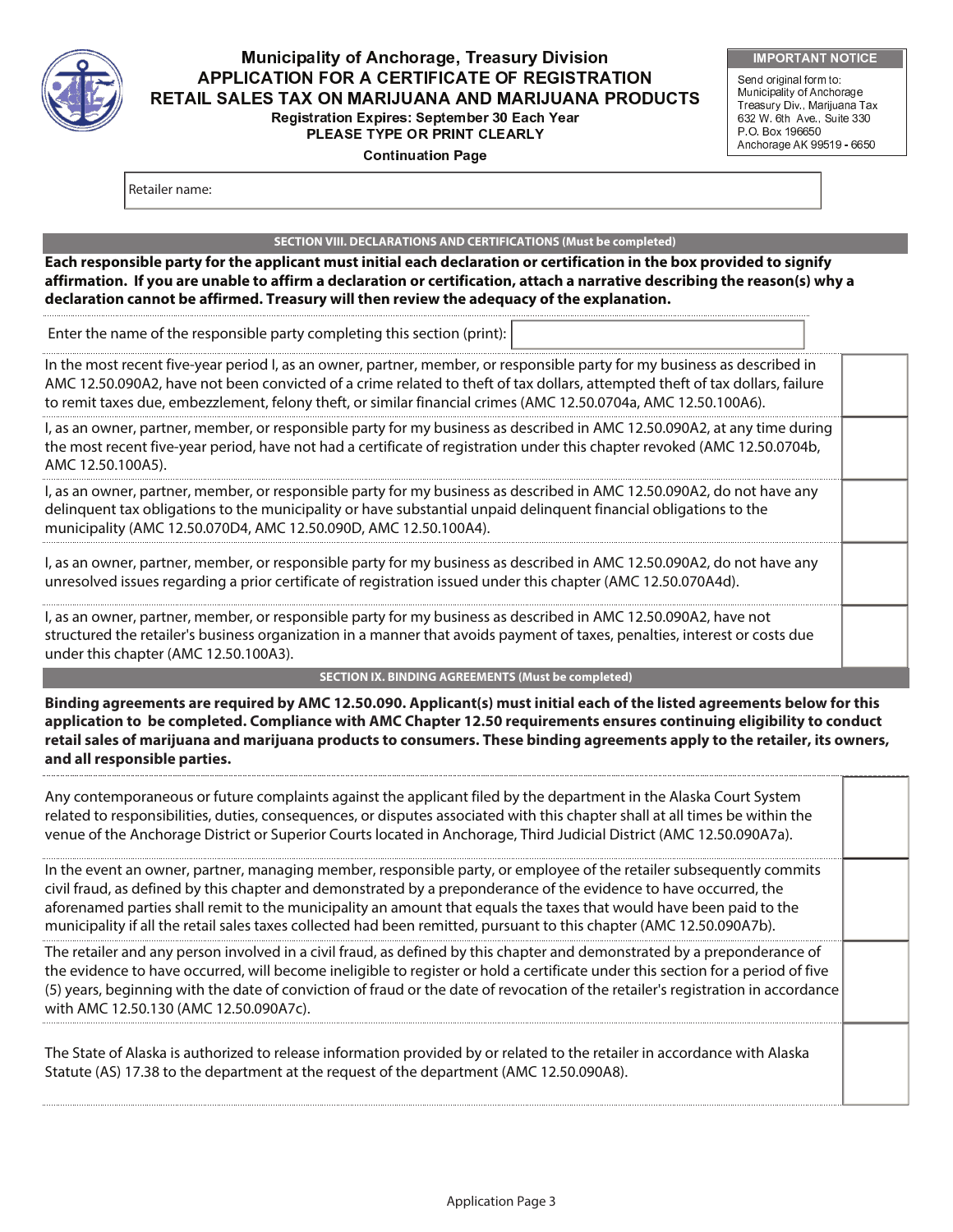# Municipality of Anchorage, Treasury Division
## APPLICATION FOR A CERTIFICATE OF REGISTRATION
## RETAIL SALES TAX ON MARIJUANA AND MARIJUANA PRODUCTS

**Registration Expires: September 30 Each Year**

**PLEASE TYPE OR PRINT CLEARLY**

**Continuation Page**

| IMPORTANT NOTICE |
| --- |
| Send original form to: Municipality of Anchorage Treasury Div., Marijuana Tax 632 W. 6th Ave., Suite 330 P.O. Box 196650 Anchorage AK 99519 - 6650 |

Retailer name:

### SECTION VIII. DECLARATIONS AND CERTIFICATIONS (Must be completed)

**Each responsible party for the applicant must initial each declaration or certification in the box provided to signify affirmation. If you are unable to affirm a declaration or certification, attach a narrative describing the reason(s) why a declaration cannot be affirmed. Treasury will then review the adequacy of the explanation.**

Enter the name of the responsible party completing this section (print):

| Declaration / Certification | Initials |
| --- | --- |
| In the most recent five-year period I, as an owner, partner, member, or responsible party for my business as described in AMC 12.50.090A2, have not been convicted of a crime related to theft of tax dollars, attempted theft of tax dollars, failure to remit taxes due, embezzlement, felony theft, or similar financial crimes (AMC 12.50.0704a, AMC 12.50.100A6). | |
| I, as an owner, partner, member, or responsible party for my business as described in AMC 12.50.090A2, at any time during the most recent five-year period, have not had a certificate of registration under this chapter revoked (AMC 12.50.0704b, AMC 12.50.100A5). | |
| I, as an owner, partner, member, or responsible party for my business as described in AMC 12.50.090A2, do not have any delinquent tax obligations to the municipality or have substantial unpaid delinquent financial obligations to the municipality (AMC 12.50.070D4, AMC 12.50.090D, AMC 12.50.100A4). | |
| I, as an owner, partner, member, or responsible party for my business as described in AMC 12.50.090A2, do not have any unresolved issues regarding a prior certificate of registration issued under this chapter (AMC 12.50.070A4d). | |
| I, as an owner, partner, member, or responsible party for my business as described in AMC 12.50.090A2, have not structured the retailer's business organization in a manner that avoids payment of taxes, penalties, interest or costs due under this chapter (AMC 12.50.100A3). | |

### SECTION IX. BINDING AGREEMENTS (Must be completed)

**Binding agreements are required by AMC 12.50.090. Applicant(s) must initial each of the listed agreements below for this application to be completed. Compliance with AMC Chapter 12.50 requirements ensures continuing eligibility to conduct retail sales of marijuana and marijuana products to consumers. These binding agreements apply to the retailer, its owners, and all responsible parties.**

| Agreement | Initials |
| --- | --- |
| Any contemporaneous or future complaints against the applicant filed by the department in the Alaska Court System related to responsibilities, duties, consequences, or disputes associated with this chapter shall at all times be within the venue of the Anchorage District or Superior Courts located in Anchorage, Third Judicial District (AMC 12.50.090A7a). | |
| In the event an owner, partner, managing member, responsible party, or employee of the retailer subsequently commits civil fraud, as defined by this chapter and demonstrated by a preponderance of the evidence to have occurred, the aforenamed parties shall remit to the municipality an amount that equals the taxes that would have been paid to the municipality if all the retail sales taxes collected had been remitted, pursuant to this chapter (AMC 12.50.090A7b). | |
| The retailer and any person involved in a civil fraud, as defined by this chapter and demonstrated by a preponderance of the evidence to have occurred, will become ineligible to register or hold a certificate under this section for a period of five (5) years, beginning with the date of conviction of fraud or the date of revocation of the retailer's registration in accordance with AMC 12.50.130 (AMC 12.50.090A7c). | |
| The State of Alaska is authorized to release information provided by or related to the retailer in accordance with Alaska Statute (AS) 17.38 to the department at the request of the department (AMC 12.50.090A8). | |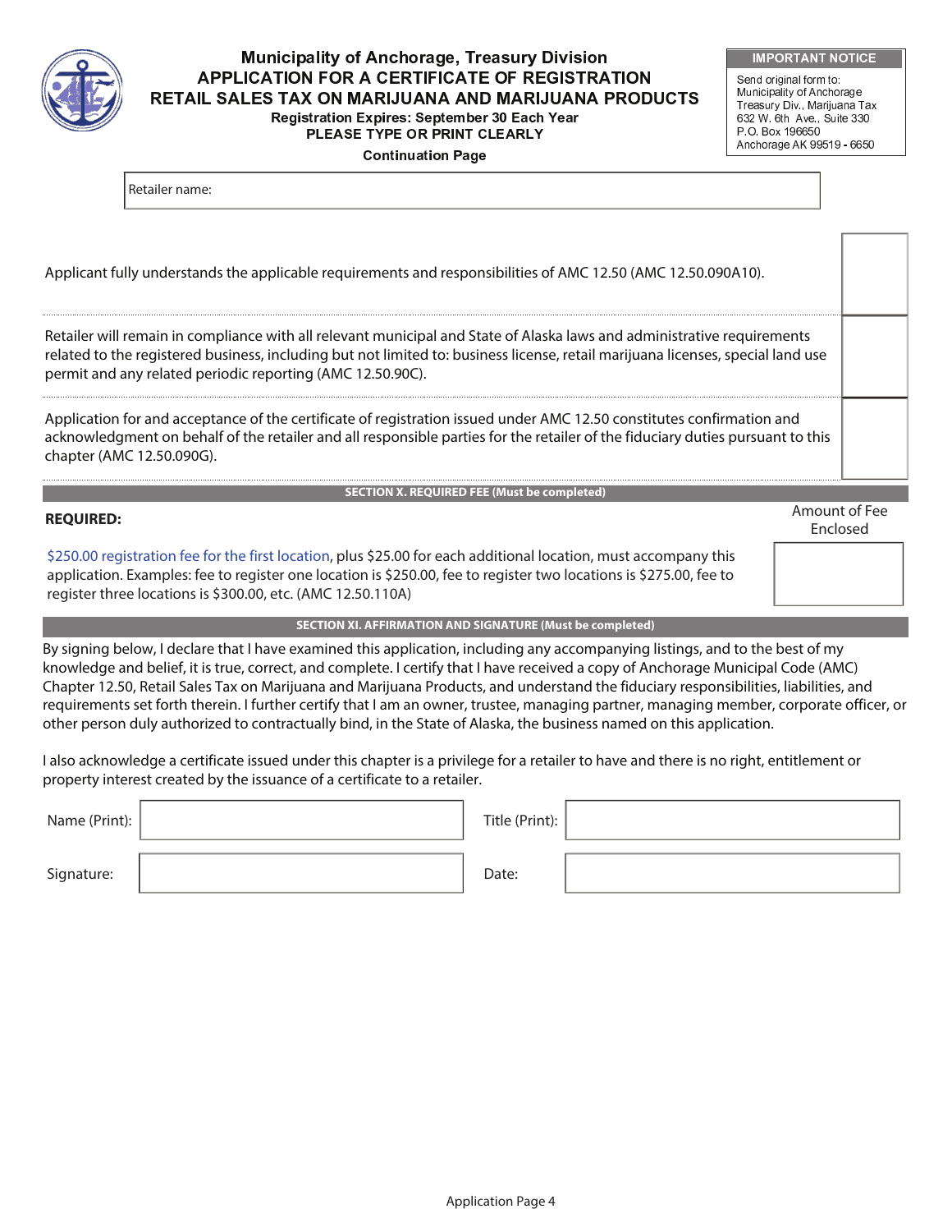# Municipality of Anchorage, Treasury Division

## APPLICATION FOR A CERTIFICATE OF REGISTRATION RETAIL SALES TAX ON MARIJUANA AND MARIJUANA PRODUCTS

**Registration Expires: September 30 Each Year**

**PLEASE TYPE OR PRINT CLEARLY**

**Continuation Page**

| IMPORTANT NOTICE |
|---|
| Send original form to: Municipality of Anchorage Treasury Div., Marijuana Tax 632 W. 6th Ave., Suite 330 P.O. Box 196650 Anchorage AK 99519 - 6650 |

Retailer name:

| | |
|---|---|
| Applicant fully understands the applicable requirements and responsibilities of AMC 12.50 (AMC 12.50.090A10). | |
| Retailer will remain in compliance with all relevant municipal and State of Alaska laws and administrative requirements related to the registered business, including but not limited to: business license, retail marijuana licenses, special land use permit and any related periodic reporting (AMC 12.50.90C). | |
| Application for and acceptance of the certificate of registration issued under AMC 12.50 constitutes confirmation and acknowledgment on behalf of the retailer and all responsible parties for the retailer of the fiduciary duties pursuant to this chapter (AMC 12.50.090G). | |

### SECTION X. REQUIRED FEE (Must be completed)

**REQUIRED:**

| | Amount of Fee Enclosed |
|---|---|
| $250.00 registration fee for the first location, plus $25.00 for each additional location, must accompany this application. Examples: fee to register one location is $250.00, fee to register two locations is $275.00, fee to register three locations is $300.00, etc. (AMC 12.50.110A) | |

### SECTION XI. AFFIRMATION AND SIGNATURE (Must be completed)

By signing below, I declare that I have examined this application, including any accompanying listings, and to the best of my knowledge and belief, it is true, correct, and complete. I certify that I have received a copy of Anchorage Municipal Code (AMC) Chapter 12.50, Retail Sales Tax on Marijuana and Marijuana Products, and understand the fiduciary responsibilities, liabilities, and requirements set forth therein. I further certify that I am an owner, trustee, managing partner, managing member, corporate officer, or other person duly authorized to contractually bind, in the State of Alaska, the business named on this application.

I also acknowledge a certificate issued under this chapter is a privilege for a retailer to have and there is no right, entitlement or property interest created by the issuance of a certificate to a retailer.

| | | | |
|---|---|---|---|
| Name (Print): | | Title (Print): | |
| Signature: | | Date: | |

Application Page 4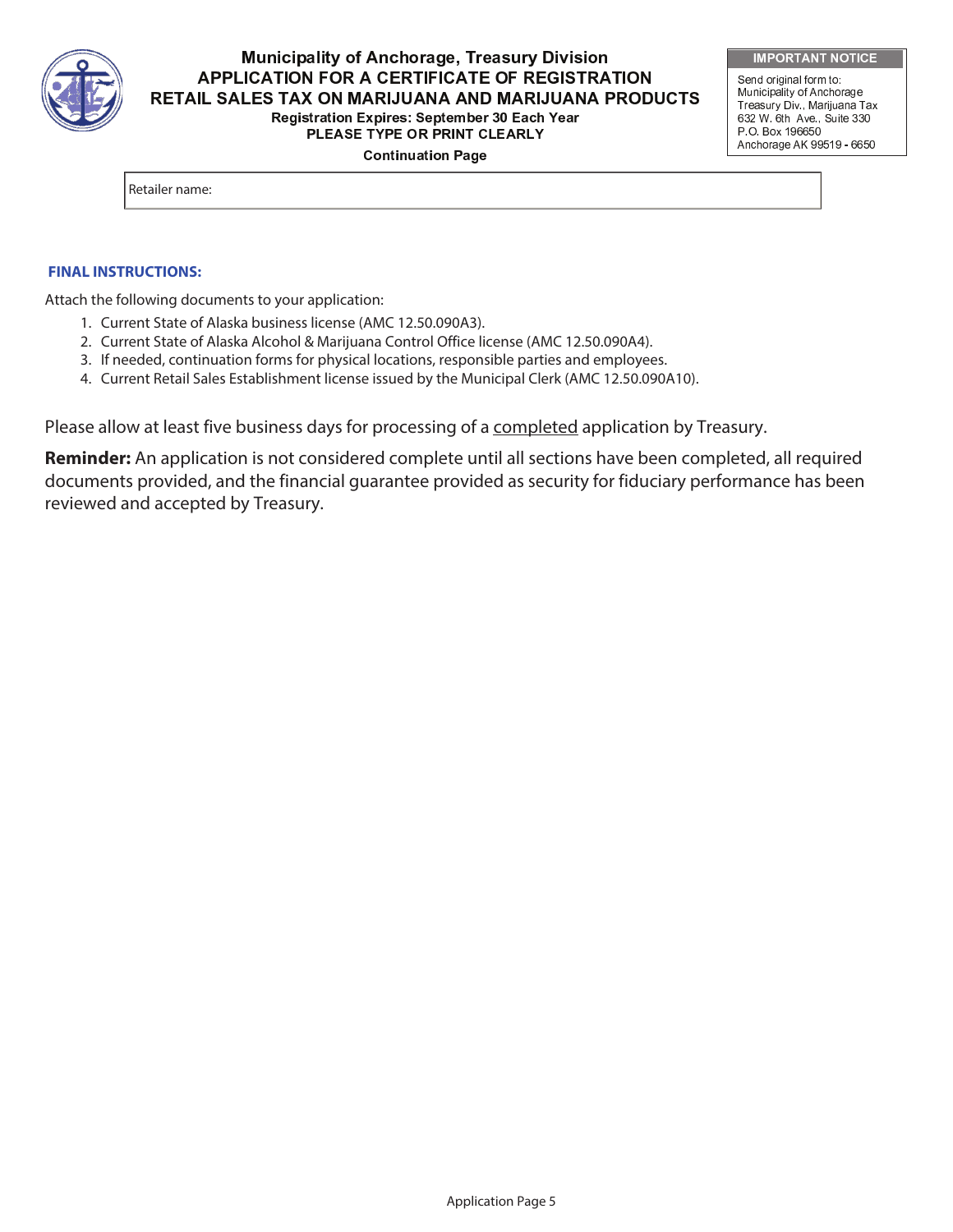# Municipality of Anchorage, Treasury Division
## APPLICATION FOR A CERTIFICATE OF REGISTRATION
## RETAIL SALES TAX ON MARIJUANA AND MARIJUANA PRODUCTS

**Registration Expires: September 30 Each Year**

**PLEASE TYPE OR PRINT CLEARLY**

**Continuation Page**

**IMPORTANT NOTICE**

Send original form to:
Municipality of Anchorage
Treasury Div., Marijuana Tax
632 W. 6th Ave., Suite 330
P.O. Box 196650
Anchorage AK 99519 - 6650

Retailer name:

### FINAL INSTRUCTIONS:

Attach the following documents to your application:

1. Current State of Alaska business license (AMC 12.50.090A3).
2. Current State of Alaska Alcohol & Marijuana Control Office license (AMC 12.50.090A4).
3. If needed, continuation forms for physical locations, responsible parties and employees.
4. Current Retail Sales Establishment license issued by the Municipal Clerk (AMC 12.50.090A10).

Please allow at least five business days for processing of a completed application by Treasury.

**Reminder:** An application is not considered complete until all sections have been completed, all required documents provided, and the financial guarantee provided as security for fiduciary performance has been reviewed and accepted by Treasury.